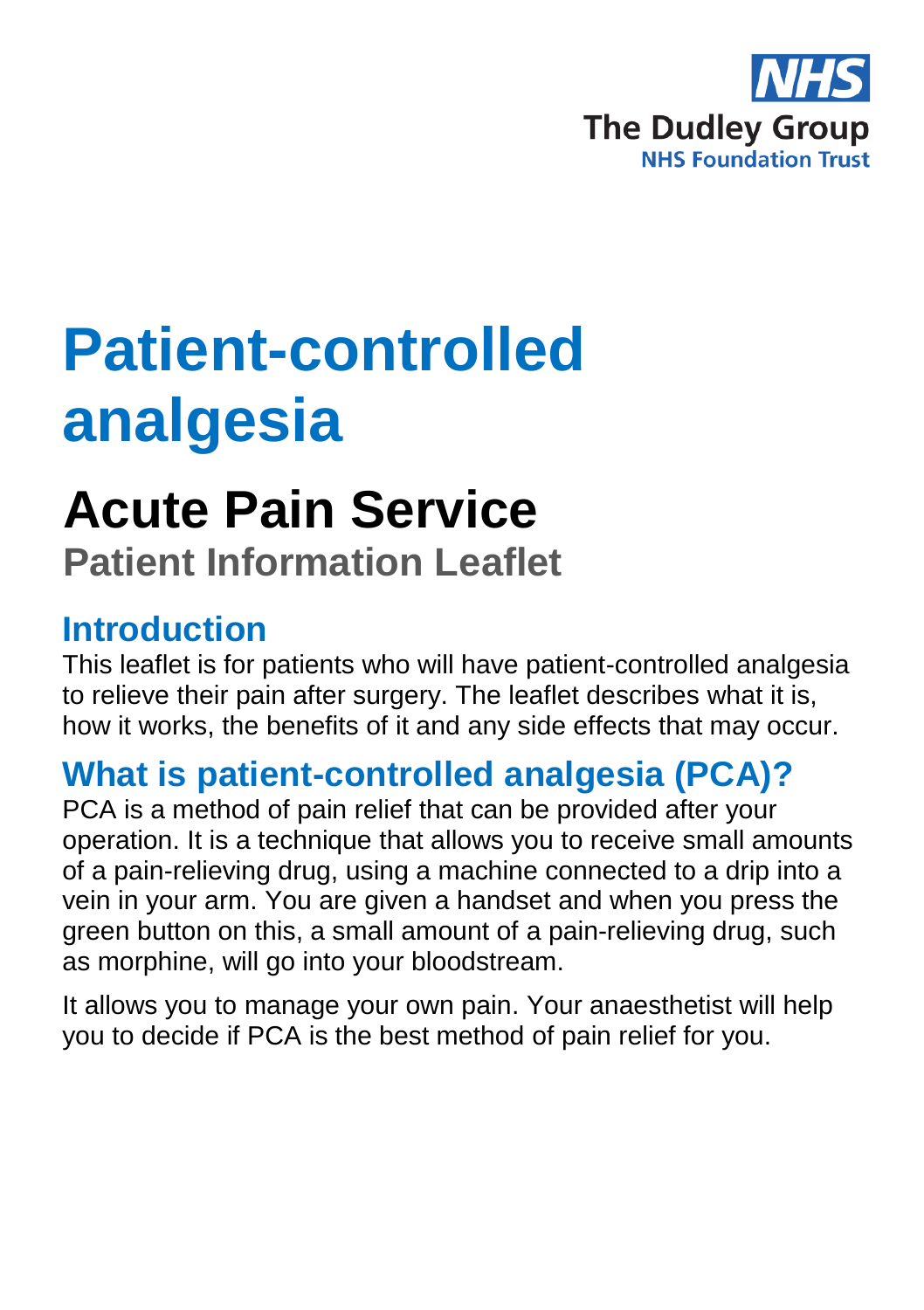NHS
The Dudley Group
NHS Foundation Trust

# Patient-controlled analgesia

# Acute Pain Service

**Patient Information Leaflet**

## Introduction

This leaflet is for patients who will have patient-controlled analgesia to relieve their pain after surgery. The leaflet describes what it is, how it works, the benefits of it and any side effects that may occur.

## What is patient-controlled analgesia (PCA)?

PCA is a method of pain relief that can be provided after your operation. It is a technique that allows you to receive small amounts of a pain-relieving drug, using a machine connected to a drip into a vein in your arm. You are given a handset and when you press the green button on this, a small amount of a pain-relieving drug, such as morphine, will go into your bloodstream.

It allows you to manage your own pain. Your anaesthetist will help you to decide if PCA is the best method of pain relief for you.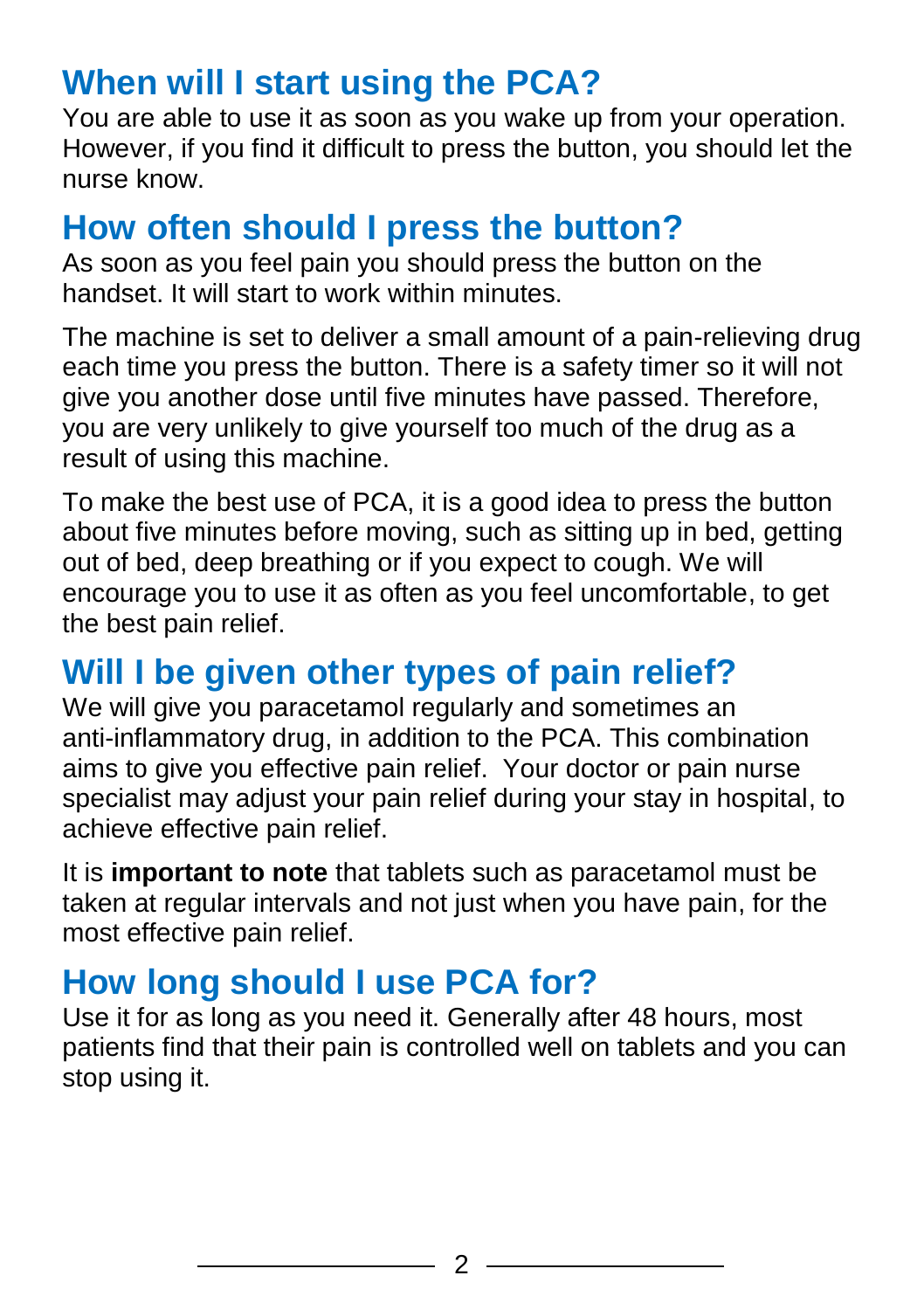## When will I start using the PCA?

You are able to use it as soon as you wake up from your operation. However, if you find it difficult to press the button, you should let the nurse know.

## How often should I press the button?

As soon as you feel pain you should press the button on the handset. It will start to work within minutes.

The machine is set to deliver a small amount of a pain-relieving drug each time you press the button. There is a safety timer so it will not give you another dose until five minutes have passed. Therefore, you are very unlikely to give yourself too much of the drug as a result of using this machine.

To make the best use of PCA, it is a good idea to press the button about five minutes before moving, such as sitting up in bed, getting out of bed, deep breathing or if you expect to cough. We will encourage you to use it as often as you feel uncomfortable, to get the best pain relief.

## Will I be given other types of pain relief?

We will give you paracetamol regularly and sometimes an anti-inflammatory drug, in addition to the PCA. This combination aims to give you effective pain relief. Your doctor or pain nurse specialist may adjust your pain relief during your stay in hospital, to achieve effective pain relief.

It is **important to note** that tablets such as paracetamol must be taken at regular intervals and not just when you have pain, for the most effective pain relief.

## How long should I use PCA for?

Use it for as long as you need it. Generally after 48 hours, most patients find that their pain is controlled well on tablets and you can stop using it.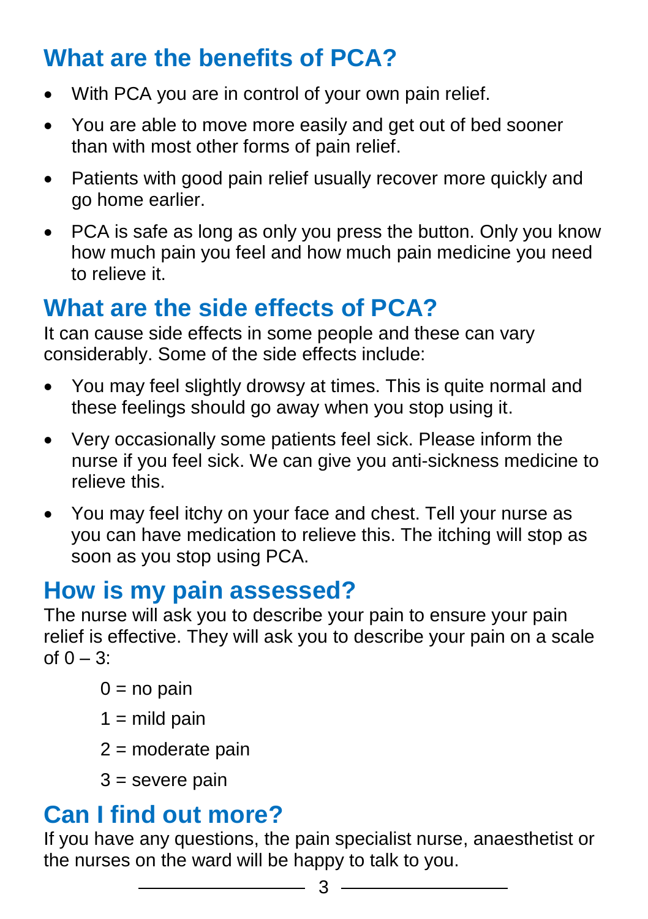## What are the benefits of PCA?

- With PCA you are in control of your own pain relief.
- You are able to move more easily and get out of bed sooner than with most other forms of pain relief.
- Patients with good pain relief usually recover more quickly and go home earlier.
- PCA is safe as long as only you press the button. Only you know how much pain you feel and how much pain medicine you need to relieve it.

## What are the side effects of PCA?

It can cause side effects in some people and these can vary considerably. Some of the side effects include:

- You may feel slightly drowsy at times. This is quite normal and these feelings should go away when you stop using it.
- Very occasionally some patients feel sick. Please inform the nurse if you feel sick. We can give you anti-sickness medicine to relieve this.
- You may feel itchy on your face and chest. Tell your nurse as you can have medication to relieve this. The itching will stop as soon as you stop using PCA.

## How is my pain assessed?

The nurse will ask you to describe your pain to ensure your pain relief is effective. They will ask you to describe your pain on a scale of 0 – 3:

0 = no pain

1 = mild pain

2 = moderate pain

3 = severe pain

## Can I find out more?

If you have any questions, the pain specialist nurse, anaesthetist or the nurses on the ward will be happy to talk to you.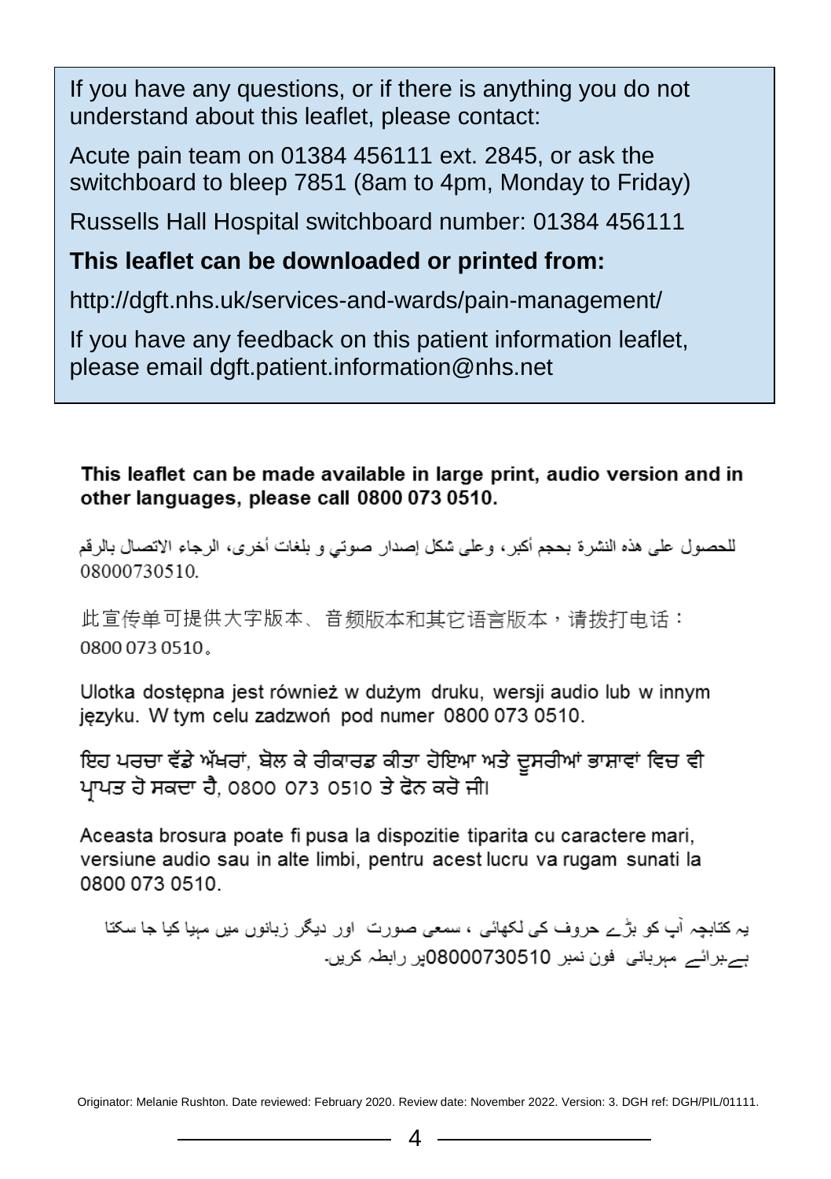If you have any questions, or if there is anything you do not understand about this leaflet, please contact:

Acute pain team on 01384 456111 ext. 2845, or ask the switchboard to bleep 7851 (8am to 4pm, Monday to Friday)

Russells Hall Hospital switchboard number: 01384 456111

**This leaflet can be downloaded or printed from:**

http://dgft.nhs.uk/services-and-wards/pain-management/

If you have any feedback on this patient information leaflet, please email dgft.patient.information@nhs.net

**This leaflet can be made available in large print, audio version and in other languages, please call 0800 073 0510.**

للحصول على هذه النشرة بحجم أكبر، وعلى شكل إصدار صوتي و بلغات أخرى، الرجاء الاتصال بالرقم 08000730510.

此宣传单可提供大字版本、音频版本和其它语言版本，请拨打电话：0800 073 0510。

Ulotka dostępna jest również w dużym druku, wersji audio lub w innym języku. W tym celu zadzwoń pod numer 0800 073 0510.

ਇਹ ਪਰਚਾ ਵੱਡੇ ਅੱਖਰਾਂ, ਬੋਲ ਕੇ ਰੀਕਾਰਡ ਕੀਤਾ ਹੋਇਆ ਅਤੇ ਦੂਸਰੀਆਂ ਭਾਸ਼ਾਵਾਂ ਵਿਚ ਵੀ ਪ੍ਰਾਪਤ ਹੋ ਸਕਦਾ ਹੈ, 0800 073 0510 ਤੇ ਫੋਨ ਕਰੋ ਜੀ।

Aceasta brosura poate fi pusa la dispozitie tiparita cu caractere mari, versiune audio sau in alte limbi, pentru acest lucru va rugam sunati la 0800 073 0510.

یہ کتابچہ آپ کو بڑے حروف کی لکھائی ، سمعی صورت اور دیگر زبانوں میں مہیا کیا جا سکتا ہے۔برائے مہربانی فون نمبر 08000730510پر رابطہ کریں۔

Originator: Melanie Rushton. Date reviewed: February 2020. Review date: November 2022. Version: 3. DGH ref: DGH/PIL/01111.